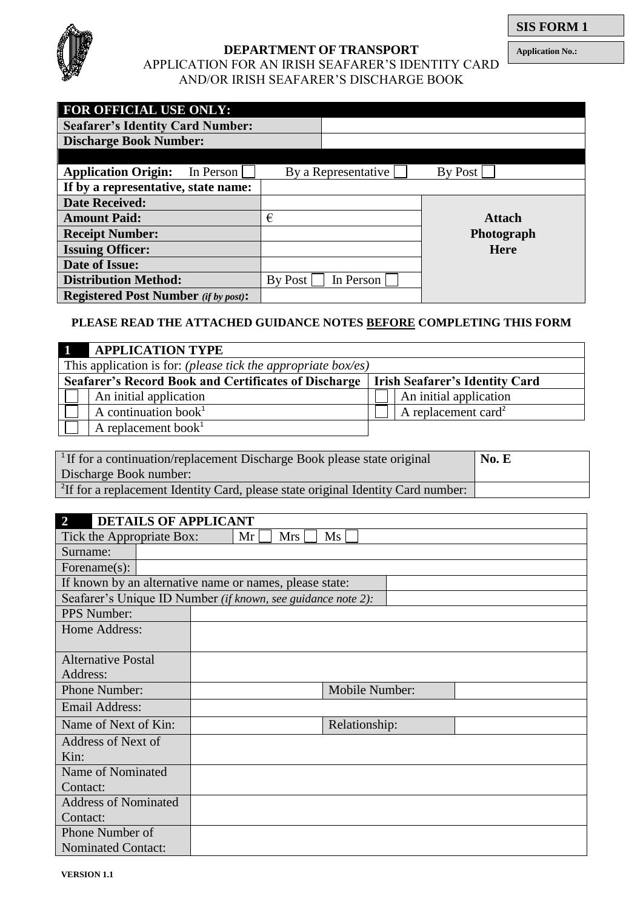**SIS FORM 1**

**Application No.:**

**DEPARTMENT OF TRANSPORT**

APPLICATION FOR AN IRISH SEAFARER'S IDENTITY CARD AND/OR IRISH SEAFARER'S DISCHARGE BOOK

| **FOR OFFICIAL USE ONLY:** | | |
|---|---|---|
| **Seafarer's Identity Card Number:** | | |
| **Discharge Book Number:** | | |
| **Application Origin:** In Person ☐ | By a Representative ☐ | By Post ☐ |
| **If by a representative, state name:** | | |
| **Date Received:** | | **Attach Photograph Here** |
| **Amount Paid:** | € | |
| **Receipt Number:** | | |
| **Issuing Officer:** | | |
| **Date of Issue:** | | |
| **Distribution Method:** | By Post ☐ In Person ☐ | |
| **Registered Post Number** *(if by post)***:** | | |

**PLEASE READ THE ATTACHED GUIDANCE NOTES BEFORE COMPLETING THIS FORM**

| **1** | **APPLICATION TYPE** | | |
|---|---|---|---|
| This application is for: *(please tick the appropriate box/es)* | | | |
| **Seafarer's Record Book and Certificates of Discharge** | | **Irish Seafarer's Identity Card** | |
| ☐ | An initial application | ☐ | An initial application |
| ☐ | A continuation book[1] | ☐ | A replacement card[2] |
| ☐ | A replacement book[1] | | |

| | |
|---|---|
| [1] If for a continuation/replacement Discharge Book please state original Discharge Book number: | **No. E** |
| [2] If for a replacement Identity Card, please state original Identity Card number: | |

| **2** | **DETAILS OF APPLICANT** | | |
|---|---|---|---|
| Tick the Appropriate Box: | Mr ☐ Mrs ☐ Ms ☐ | | |
| Surname: | | | |
| Forename(s): | | | |
| If known by an alternative name or names, please state: | | | |
| Seafarer's Unique ID Number *(if known, see guidance note 2):* | | | |
| PPS Number: | | | |
| Home Address: | | | |
| Alternative Postal Address: | | | |
| Phone Number: | | Mobile Number: | |
| Email Address: | | | |
| Name of Next of Kin: | | Relationship: | |
| Address of Next of Kin: | | | |
| Name of Nominated Contact: | | | |
| Address of Nominated Contact: | | | |
| Phone Number of Nominated Contact: | | | |

**VERSION 1.1**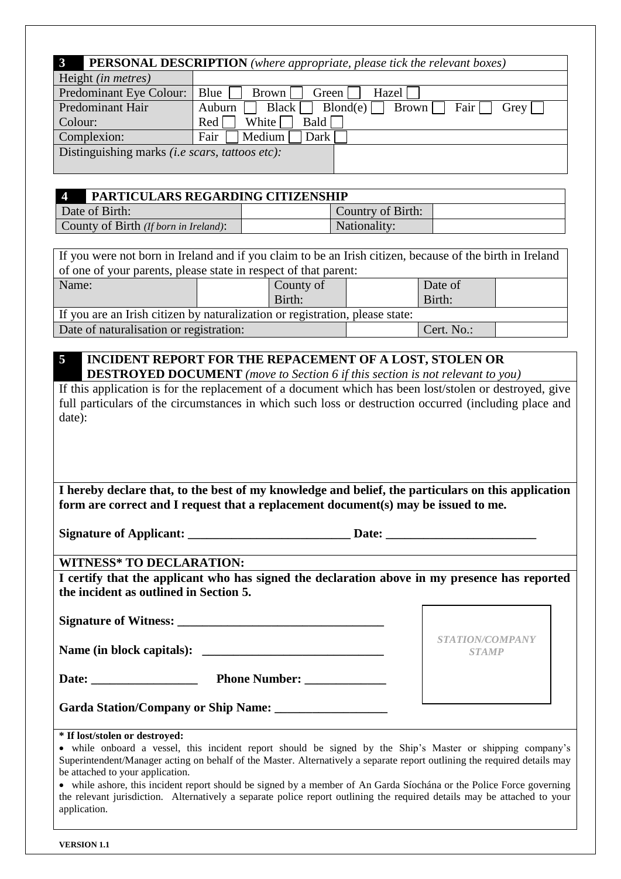| 3 | **PERSONAL DESCRIPTION** *(where appropriate, please tick the relevant boxes)* |
|---|---|
| Height *(in metres)* | |
| Predominant Eye Colour: | Blue ☐ Brown ☐ Green ☐ Hazel ☐ |
| Predominant Hair Colour: | Auburn ☐ Black ☐ Blond(e) ☐ Brown ☐ Fair ☐ Grey ☐ Red ☐ White ☐ Bald ☐ |
| Complexion: | Fair ☐ Medium ☐ Dark ☐ |
| Distinguishing marks *(i.e scars, tattoos etc):* | |

| 4 | **PARTICULARS REGARDING CITIZENSHIP** | | |
|---|---|---|---|
| Date of Birth: | | Country of Birth: | |
| County of Birth *(If born in Ireland)*: | | Nationality: | |

| If you were not born in Ireland and if you claim to be an Irish citizen, because of the birth in Ireland of one of your parents, please state in respect of that parent: | | | | | |
|---|---|---|---|---|---|
| Name: | | County of Birth: | | Date of Birth: | |
| If you are an Irish citizen by naturalization or registration, please state: | | | | | |
| Date of naturalisation or registration: | | | | Cert. No.: | |

## 5 INCIDENT REPORT FOR THE REPACEMENT OF A LOST, STOLEN OR DESTROYED DOCUMENT *(move to Section 6 if this section is not relevant to you)*

If this application is for the replacement of a document which has been lost/stolen or destroyed, give full particulars of the circumstances in which such loss or destruction occurred (including place and date):

**I hereby declare that, to the best of my knowledge and belief, the particulars on this application form are correct and I request that a replacement document(s) may be issued to me.**

**Signature of Applicant: __________________________ Date: ________________________**

**WITNESS\* TO DECLARATION:**

**I certify that the applicant who has signed the declaration above in my presence has reported the incident as outlined in Section 5.**

**Signature of Witness: _________________________________**

**Name (in block capitals): _____________________________**

**Date: _________________ Phone Number: _____________**

**Garda Station/Company or Ship Name: __________________**

*STATION/COMPANY STAMP*

**\* If lost/stolen or destroyed:**

- while onboard a vessel, this incident report should be signed by the Ship's Master or shipping company's Superintendent/Manager acting on behalf of the Master. Alternatively a separate report outlining the required details may be attached to your application.
- while ashore, this incident report should be signed by a member of An Garda Síochána or the Police Force governing the relevant jurisdiction. Alternatively a separate police report outlining the required details may be attached to your application.

**VERSION 1.1**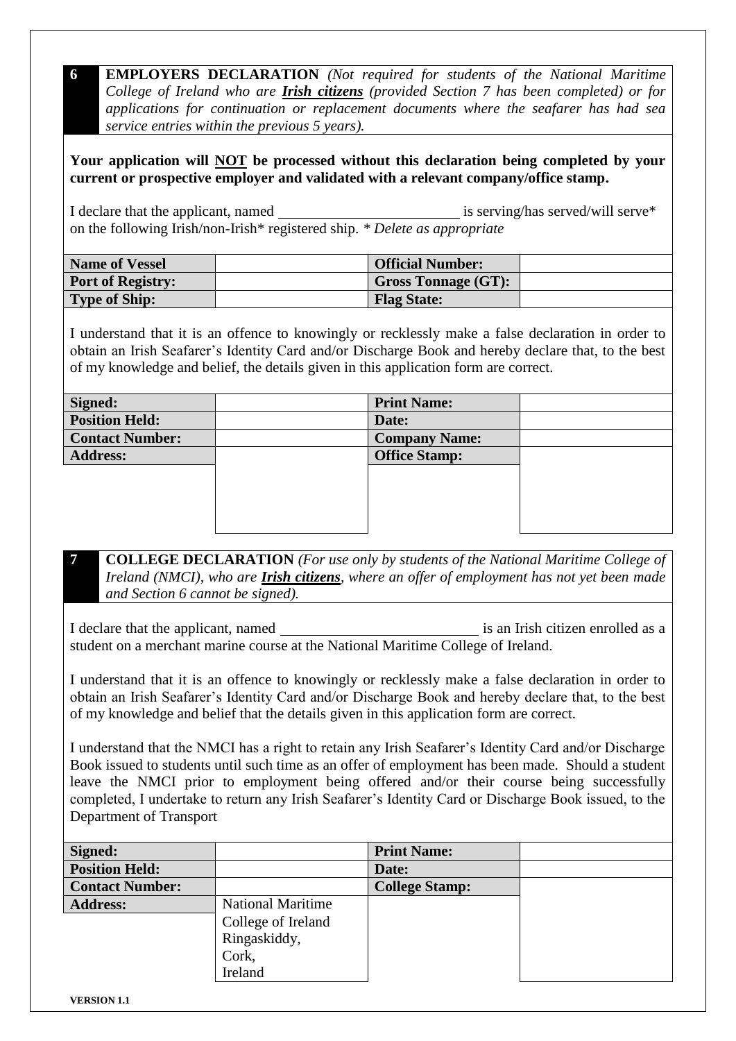## 6 EMPLOYERS DECLARATION *(Not required for students of the National Maritime College of Ireland who are **Irish citizens** (provided Section 7 has been completed) or for applications for continuation or replacement documents where the seafarer has had sea service entries within the previous 5 years).*

**Your application will NOT be processed without this declaration being completed by your current or prospective employer and validated with a relevant company/office stamp.**

I declare that the applicant, named \_\_\_\_\_\_\_\_\_\_\_\_\_\_\_\_\_\_\_\_\_\_\_\_\_ is serving/has served/will serve* on the following Irish/non-Irish* registered ship. * *Delete as appropriate*

| **Name of Vessel** | | **Official Number:** | |
|---|---|---|---|
| **Port of Registry:** | | **Gross Tonnage (GT):** | |
| **Type of Ship:** | | **Flag State:** | |

I understand that it is an offence to knowingly or recklessly make a false declaration in order to obtain an Irish Seafarer's Identity Card and/or Discharge Book and hereby declare that, to the best of my knowledge and belief, the details given in this application form are correct.

| **Signed:** | | **Print Name:** | |
|---|---|---|---|
| **Position Held:** | | **Date:** | |
| **Contact Number:** | | **Company Name:** | |
| **Address:** | | **Office Stamp:** | |

## 7 COLLEGE DECLARATION *(For use only by students of the National Maritime College of Ireland (NMCI), who are **Irish citizens**, where an offer of employment has not yet been made and Section 6 cannot be signed).*

I declare that the applicant, named \_\_\_\_\_\_\_\_\_\_\_\_\_\_\_\_\_\_\_\_\_\_\_\_\_\_\_ is an Irish citizen enrolled as a student on a merchant marine course at the National Maritime College of Ireland.

I understand that it is an offence to knowingly or recklessly make a false declaration in order to obtain an Irish Seafarer's Identity Card and/or Discharge Book and hereby declare that, to the best of my knowledge and belief that the details given in this application form are correct.

I understand that the NMCI has a right to retain any Irish Seafarer's Identity Card and/or Discharge Book issued to students until such time as an offer of employment has been made. Should a student leave the NMCI prior to employment being offered and/or their course being successfully completed, I undertake to return any Irish Seafarer's Identity Card or Discharge Book issued, to the Department of Transport

| **Signed:** | | **Print Name:** | |
|---|---|---|---|
| **Position Held:** | | **Date:** | |
| **Contact Number:** | | **College Stamp:** | |
| **Address:** | National Maritime College of Ireland Ringaskiddy, Cork, Ireland | | |

VERSION 1.1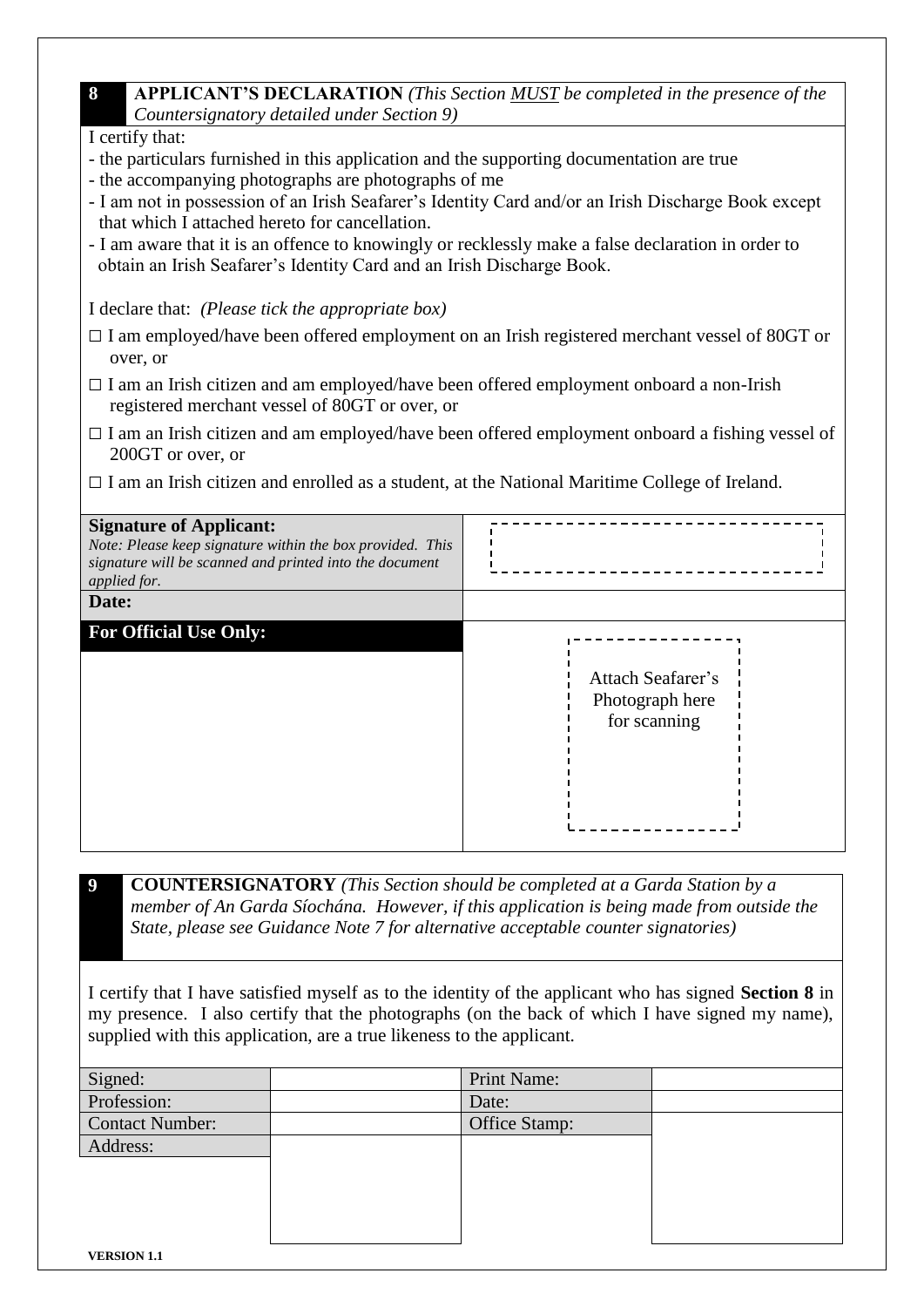## 8 APPLICANT'S DECLARATION *(This Section MUST be completed in the presence of the Countersignatory detailed under Section 9)*

I certify that:

- the particulars furnished in this application and the supporting documentation are true
- the accompanying photographs are photographs of me
- I am not in possession of an Irish Seafarer's Identity Card and/or an Irish Discharge Book except that which I attached hereto for cancellation.
- I am aware that it is an offence to knowingly or recklessly make a false declaration in order to obtain an Irish Seafarer's Identity Card and an Irish Discharge Book.

I declare that: *(Please tick the appropriate box)*

□ I am employed/have been offered employment on an Irish registered merchant vessel of 80GT or over, or

□ I am an Irish citizen and am employed/have been offered employment onboard a non-Irish registered merchant vessel of 80GT or over, or

□ I am an Irish citizen and am employed/have been offered employment onboard a fishing vessel of 200GT or over, or

□ I am an Irish citizen and enrolled as a student, at the National Maritime College of Ireland.

| | |
|---|---|
| **Signature of Applicant:** *Note: Please keep signature within the box provided. This signature will be scanned and printed into the document applied for.* | |
| **Date:** | |
| **For Official Use Only:** | Attach Seafarer's Photograph here for scanning |

## 9 COUNTERSIGNATORY *(This Section should be completed at a Garda Station by a member of An Garda Síochána. However, if this application is being made from outside the State, please see Guidance Note 7 for alternative acceptable counter signatories)*

I certify that I have satisfied myself as to the identity of the applicant who has signed **Section 8** in my presence. I also certify that the photographs (on the back of which I have signed my name), supplied with this application, are a true likeness to the applicant.

| | | | |
|---|---|---|---|
| Signed: | | Print Name: | |
| Profession: | | Date: | |
| Contact Number: | | Office Stamp: | |
| Address: | | | |

**VERSION 1.1**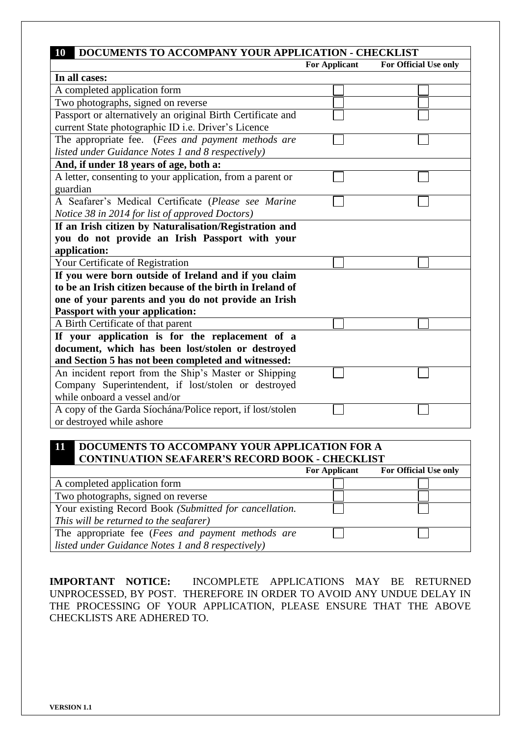| **10 DOCUMENTS TO ACCOMPANY YOUR APPLICATION - CHECKLIST** | **For Applicant** | **For Official Use only** |
|---|---|---|
| **In all cases:** | | |
| A completed application form | ☐ | ☐ |
| Two photographs, signed on reverse | ☐ | ☐ |
| Passport or alternatively an original Birth Certificate and current State photographic ID i.e. Driver's Licence | ☐ | ☐ |
| The appropriate fee. (*Fees and payment methods are listed under Guidance Notes 1 and 8 respectively)* | ☐ | ☐ |
| **And, if under 18 years of age, both a:** | | |
| A letter, consenting to your application, from a parent or guardian | ☐ | ☐ |
| A Seafarer's Medical Certificate (*Please see Marine Notice 38 in 2014 for list of approved Doctors)* | ☐ | ☐ |
| **If an Irish citizen by Naturalisation/Registration and you do not provide an Irish Passport with your application:** | | |
| Your Certificate of Registration | ☐ | ☐ |
| **If you were born outside of Ireland and if you claim to be an Irish citizen because of the birth in Ireland of one of your parents and you do not provide an Irish Passport with your application:** | | |
| A Birth Certificate of that parent | ☐ | ☐ |
| **If your application is for the replacement of a document, which has been lost/stolen or destroyed and Section 5 has not been completed and witnessed:** | | |
| An incident report from the Ship's Master or Shipping Company Superintendent, if lost/stolen or destroyed while onboard a vessel and/or | ☐ | ☐ |
| A copy of the Garda Síochána/Police report, if lost/stolen or destroyed while ashore | ☐ | ☐ |

| **11 DOCUMENTS TO ACCOMPANY YOUR APPLICATION FOR A CONTINUATION SEAFARER'S RECORD BOOK - CHECKLIST** | **For Applicant** | **For Official Use only** |
|---|---|---|
| A completed application form | ☐ | ☐ |
| Two photographs, signed on reverse | ☐ | ☐ |
| Your existing Record Book *(Submitted for cancellation. This will be returned to the seafarer)* | ☐ | ☐ |
| The appropriate fee (*Fees and payment methods are listed under Guidance Notes 1 and 8 respectively)* | ☐ | ☐ |

**IMPORTANT NOTICE:** INCOMPLETE APPLICATIONS MAY BE RETURNED UNPROCESSED, BY POST. THEREFORE IN ORDER TO AVOID ANY UNDUE DELAY IN THE PROCESSING OF YOUR APPLICATION, PLEASE ENSURE THAT THE ABOVE CHECKLISTS ARE ADHERED TO.

**VERSION 1.1**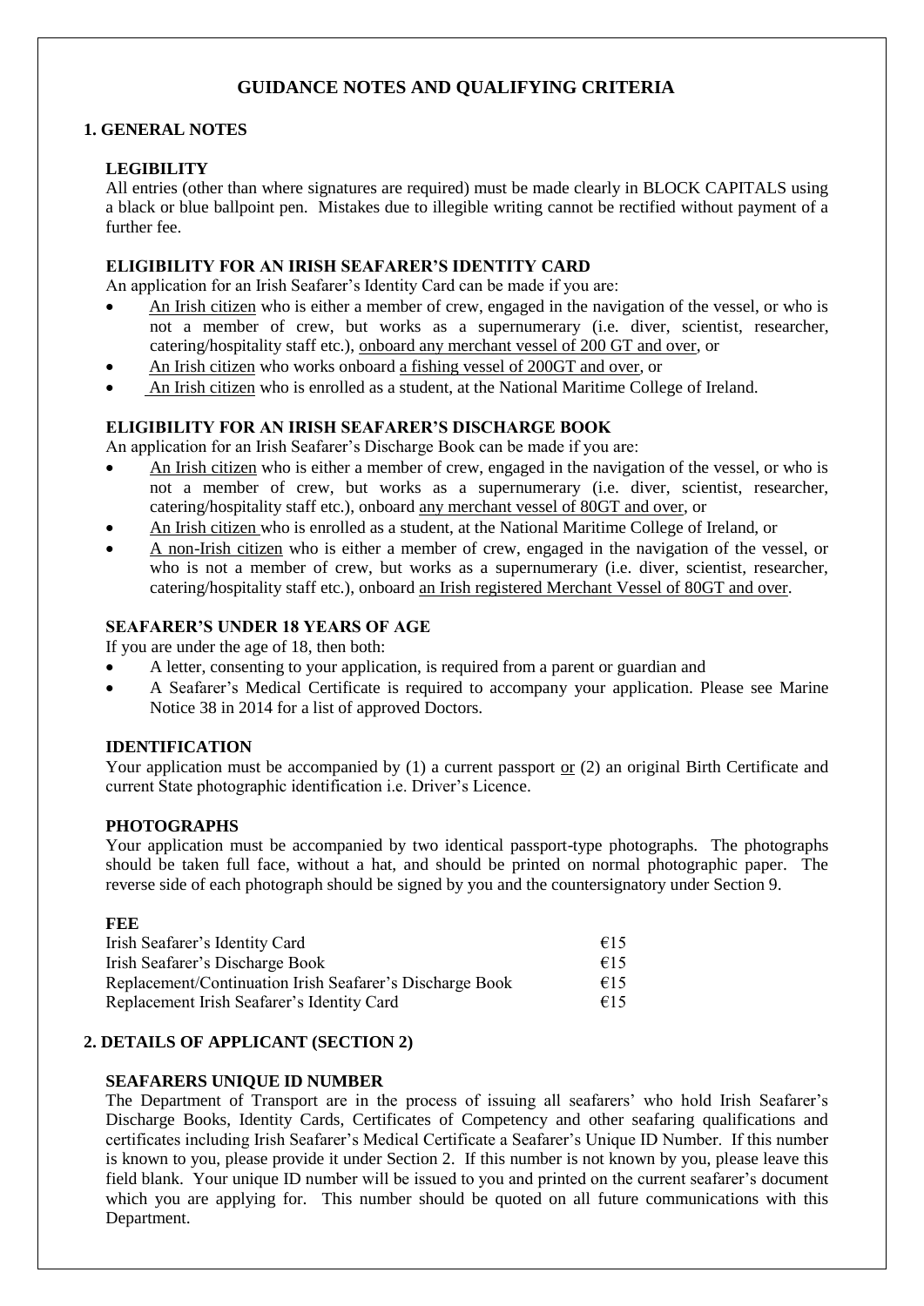# GUIDANCE NOTES AND QUALIFYING CRITERIA

## 1. GENERAL NOTES

### LEGIBILITY

All entries (other than where signatures are required) must be made clearly in BLOCK CAPITALS using a black or blue ballpoint pen. Mistakes due to illegible writing cannot be rectified without payment of a further fee.

### ELIGIBILITY FOR AN IRISH SEAFARER'S IDENTITY CARD

An application for an Irish Seafarer's Identity Card can be made if you are:

- An Irish citizen who is either a member of crew, engaged in the navigation of the vessel, or who is not a member of crew, but works as a supernumerary (i.e. diver, scientist, researcher, catering/hospitality staff etc.), onboard any merchant vessel of 200 GT and over, or
- An Irish citizen who works onboard a fishing vessel of 200GT and over, or
- An Irish citizen who is enrolled as a student, at the National Maritime College of Ireland.

### ELIGIBILITY FOR AN IRISH SEAFARER'S DISCHARGE BOOK

An application for an Irish Seafarer's Discharge Book can be made if you are:

- An Irish citizen who is either a member of crew, engaged in the navigation of the vessel, or who is not a member of crew, but works as a supernumerary (i.e. diver, scientist, researcher, catering/hospitality staff etc.), onboard any merchant vessel of 80GT and over, or
- An Irish citizen who is enrolled as a student, at the National Maritime College of Ireland, or
- A non-Irish citizen who is either a member of crew, engaged in the navigation of the vessel, or who is not a member of crew, but works as a supernumerary (i.e. diver, scientist, researcher, catering/hospitality staff etc.), onboard an Irish registered Merchant Vessel of 80GT and over.

### SEAFARER'S UNDER 18 YEARS OF AGE

If you are under the age of 18, then both:

- A letter, consenting to your application, is required from a parent or guardian and
- A Seafarer's Medical Certificate is required to accompany your application. Please see Marine Notice 38 in 2014 for a list of approved Doctors.

### IDENTIFICATION

Your application must be accompanied by (1) a current passport or (2) an original Birth Certificate and current State photographic identification i.e. Driver's Licence.

### PHOTOGRAPHS

Your application must be accompanied by two identical passport-type photographs. The photographs should be taken full face, without a hat, and should be printed on normal photographic paper. The reverse side of each photograph should be signed by you and the countersignatory under Section 9.

### FEE

| | |
|---|---|
| Irish Seafarer's Identity Card | €15 |
| Irish Seafarer's Discharge Book | €15 |
| Replacement/Continuation Irish Seafarer's Discharge Book | €15 |
| Replacement Irish Seafarer's Identity Card | €15 |

## 2. DETAILS OF APPLICANT (SECTION 2)

### SEAFARERS UNIQUE ID NUMBER

The Department of Transport are in the process of issuing all seafarers' who hold Irish Seafarer's Discharge Books, Identity Cards, Certificates of Competency and other seafaring qualifications and certificates including Irish Seafarer's Medical Certificate a Seafarer's Unique ID Number. If this number is known to you, please provide it under Section 2. If this number is not known by you, please leave this field blank. Your unique ID number will be issued to you and printed on the current seafarer's document which you are applying for. This number should be quoted on all future communications with this Department.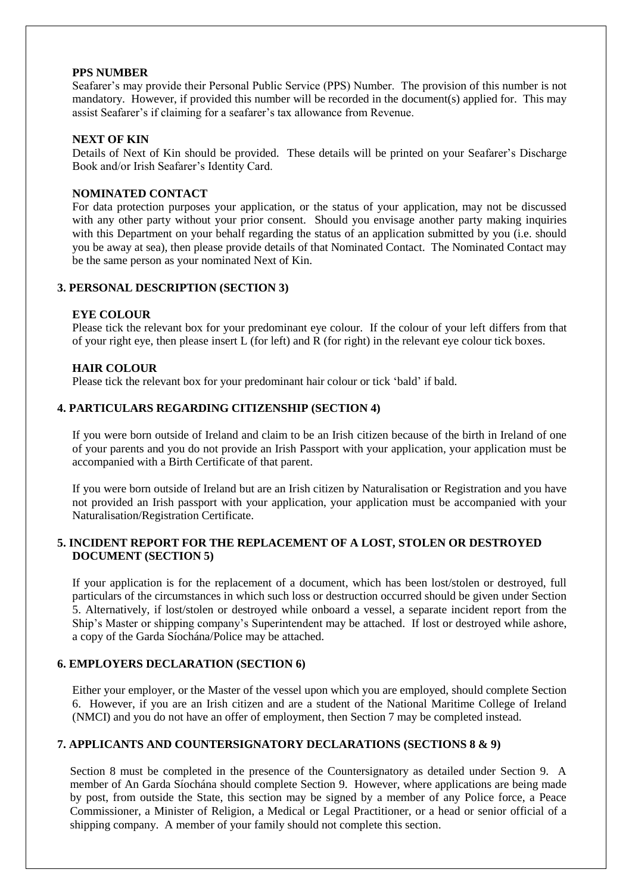#### PPS NUMBER

Seafarer's may provide their Personal Public Service (PPS) Number. The provision of this number is not mandatory. However, if provided this number will be recorded in the document(s) applied for. This may assist Seafarer's if claiming for a seafarer's tax allowance from Revenue.

#### NEXT OF KIN

Details of Next of Kin should be provided. These details will be printed on your Seafarer's Discharge Book and/or Irish Seafarer's Identity Card.

#### NOMINATED CONTACT

For data protection purposes your application, or the status of your application, may not be discussed with any other party without your prior consent. Should you envisage another party making inquiries with this Department on your behalf regarding the status of an application submitted by you (i.e. should you be away at sea), then please provide details of that Nominated Contact. The Nominated Contact may be the same person as your nominated Next of Kin.

### 3. PERSONAL DESCRIPTION (SECTION 3)

#### EYE COLOUR

Please tick the relevant box for your predominant eye colour. If the colour of your left differs from that of your right eye, then please insert L (for left) and R (for right) in the relevant eye colour tick boxes.

#### HAIR COLOUR

Please tick the relevant box for your predominant hair colour or tick 'bald' if bald.

### 4. PARTICULARS REGARDING CITIZENSHIP (SECTION 4)

If you were born outside of Ireland and claim to be an Irish citizen because of the birth in Ireland of one of your parents and you do not provide an Irish Passport with your application, your application must be accompanied with a Birth Certificate of that parent.

If you were born outside of Ireland but are an Irish citizen by Naturalisation or Registration and you have not provided an Irish passport with your application, your application must be accompanied with your Naturalisation/Registration Certificate.

### 5. INCIDENT REPORT FOR THE REPLACEMENT OF A LOST, STOLEN OR DESTROYED DOCUMENT (SECTION 5)

If your application is for the replacement of a document, which has been lost/stolen or destroyed, full particulars of the circumstances in which such loss or destruction occurred should be given under Section 5. Alternatively, if lost/stolen or destroyed while onboard a vessel, a separate incident report from the Ship's Master or shipping company's Superintendent may be attached. If lost or destroyed while ashore, a copy of the Garda Síochána/Police may be attached.

### 6. EMPLOYERS DECLARATION (SECTION 6)

Either your employer, or the Master of the vessel upon which you are employed, should complete Section 6. However, if you are an Irish citizen and are a student of the National Maritime College of Ireland (NMCI) and you do not have an offer of employment, then Section 7 may be completed instead.

### 7. APPLICANTS AND COUNTERSIGNATORY DECLARATIONS (SECTIONS 8 & 9)

Section 8 must be completed in the presence of the Countersignatory as detailed under Section 9. A member of An Garda Síochána should complete Section 9. However, where applications are being made by post, from outside the State, this section may be signed by a member of any Police force, a Peace Commissioner, a Minister of Religion, a Medical or Legal Practitioner, or a head or senior official of a shipping company. A member of your family should not complete this section.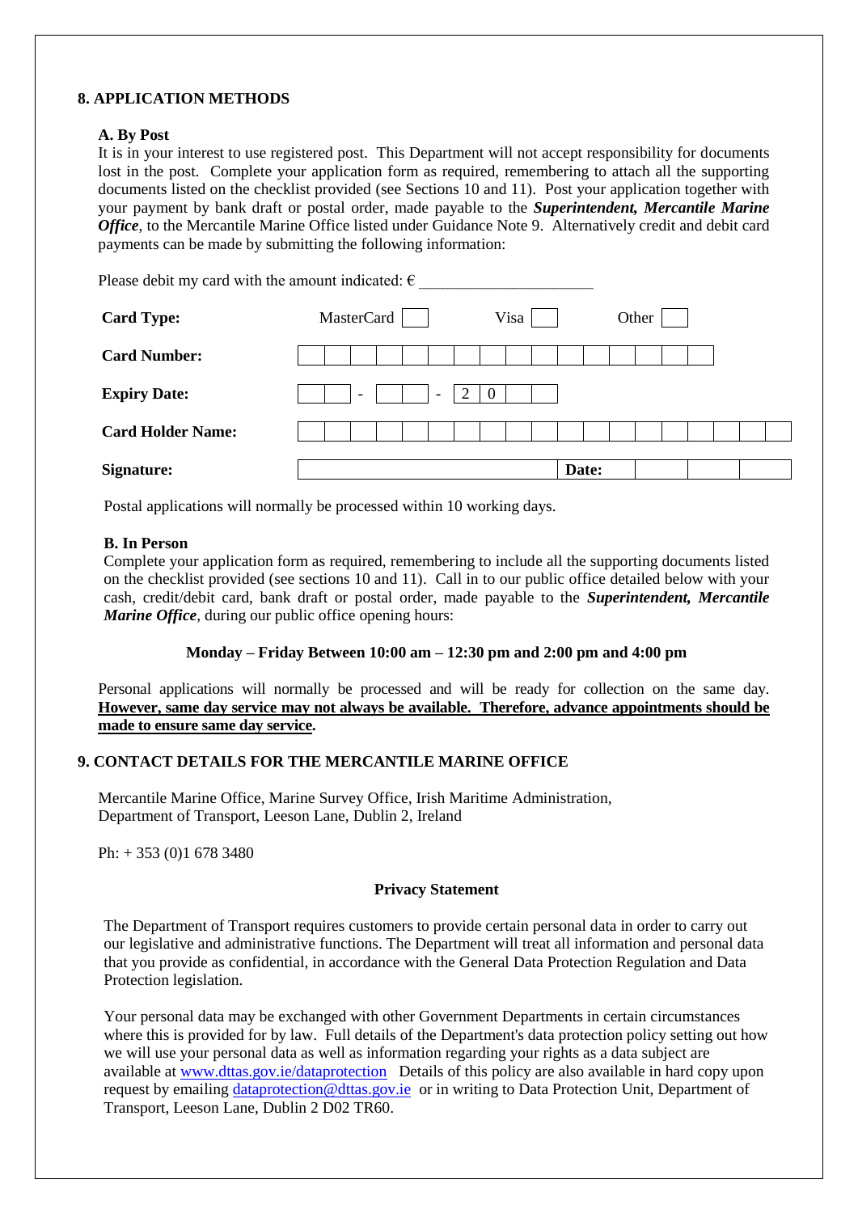## 8. APPLICATION METHODS

### A. By Post

It is in your interest to use registered post. This Department will not accept responsibility for documents lost in the post. Complete your application form as required, remembering to attach all the supporting documents listed on the checklist provided (see Sections 10 and 11). Post your application together with your payment by bank draft or postal order, made payable to the ***Superintendent, Mercantile Marine Office***, to the Mercantile Marine Office listed under Guidance Note 9. Alternatively credit and debit card payments can be made by submitting the following information:

Please debit my card with the amount indicated: € ____________________

| | | | |
|---|---|---|---|
| **Card Type:** | MasterCard [ ] | Visa [ ] | Other [ ] |
| **Card Number:** | | | |
| **Expiry Date:** | [ ][ ] - [ ][ ] - [2][0][ ][ ] | | |
| **Card Holder Name:** | | | |
| **Signature:** | | **Date:** | |

Postal applications will normally be processed within 10 working days.

### B. In Person

Complete your application form as required, remembering to include all the supporting documents listed on the checklist provided (see sections 10 and 11). Call in to our public office detailed below with your cash, credit/debit card, bank draft or postal order, made payable to the ***Superintendent, Mercantile Marine Office***, during our public office opening hours:

**Monday – Friday Between 10:00 am – 12:30 pm and 2:00 pm and 4:00 pm**

Personal applications will normally be processed and will be ready for collection on the same day. **However, same day service may not always be available. Therefore, advance appointments should be made to ensure same day service.**

## 9. CONTACT DETAILS FOR THE MERCANTILE MARINE OFFICE

Mercantile Marine Office, Marine Survey Office, Irish Maritime Administration,
Department of Transport, Leeson Lane, Dublin 2, Ireland

Ph: + 353 (0)1 678 3480

**Privacy Statement**

The Department of Transport requires customers to provide certain personal data in order to carry out our legislative and administrative functions. The Department will treat all information and personal data that you provide as confidential, in accordance with the General Data Protection Regulation and Data Protection legislation.

Your personal data may be exchanged with other Government Departments in certain circumstances where this is provided for by law. Full details of the Department's data protection policy setting out how we will use your personal data as well as information regarding your rights as a data subject are available at www.dttas.gov.ie/dataprotection Details of this policy are also available in hard copy upon request by emailing dataprotection@dttas.gov.ie or in writing to Data Protection Unit, Department of Transport, Leeson Lane, Dublin 2 D02 TR60.